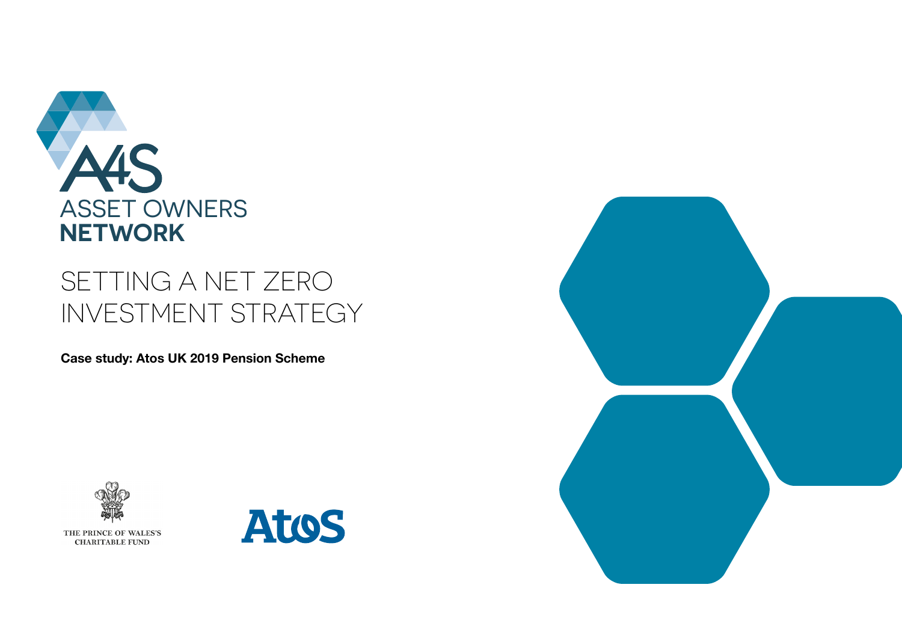A4S ASSET OWNERS **NETWORK**

# SETTING A NET ZERO INVESTMENT STRATEGY

**Case study: Atos UK 2019 Pension Scheme**

THE PRINCE OF WALES'S CHARITABLE FUND

Atos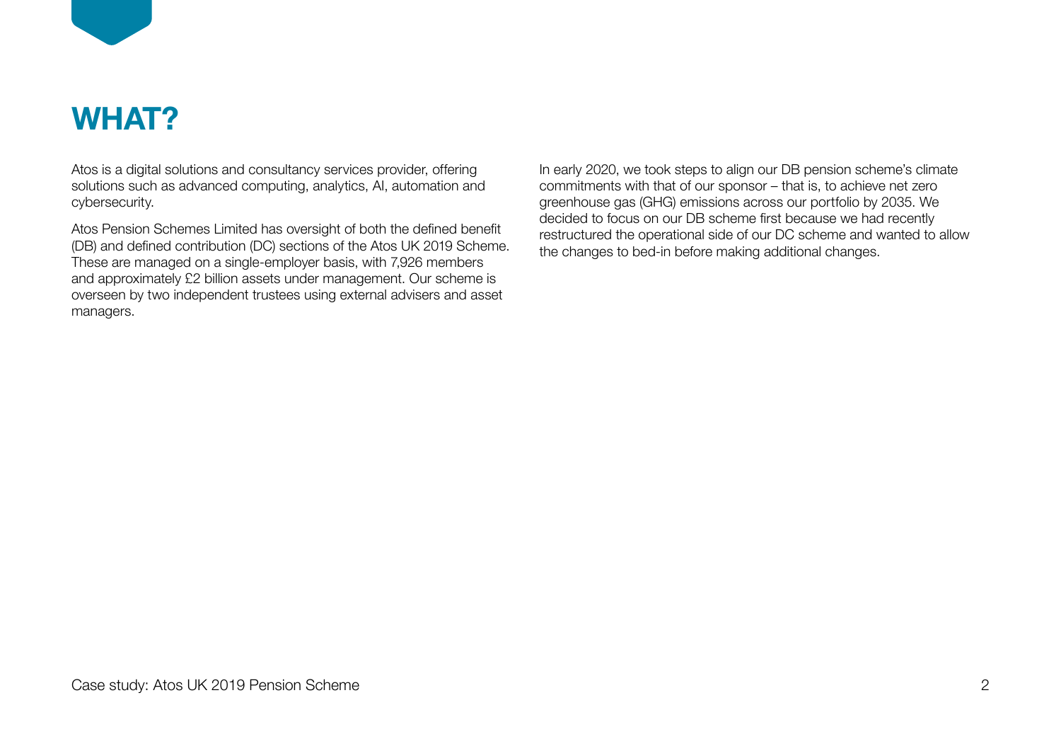# WHAT?

Atos is a digital solutions and consultancy services provider, offering solutions such as advanced computing, analytics, AI, automation and cybersecurity.

Atos Pension Schemes Limited has oversight of both the defined benefit (DB) and defined contribution (DC) sections of the Atos UK 2019 Scheme. These are managed on a single-employer basis, with 7,926 members and approximately £2 billion assets under management. Our scheme is overseen by two independent trustees using external advisers and asset managers.

In early 2020, we took steps to align our DB pension scheme's climate commitments with that of our sponsor – that is, to achieve net zero greenhouse gas (GHG) emissions across our portfolio by 2035. We decided to focus on our DB scheme first because we had recently restructured the operational side of our DC scheme and wanted to allow the changes to bed-in before making additional changes.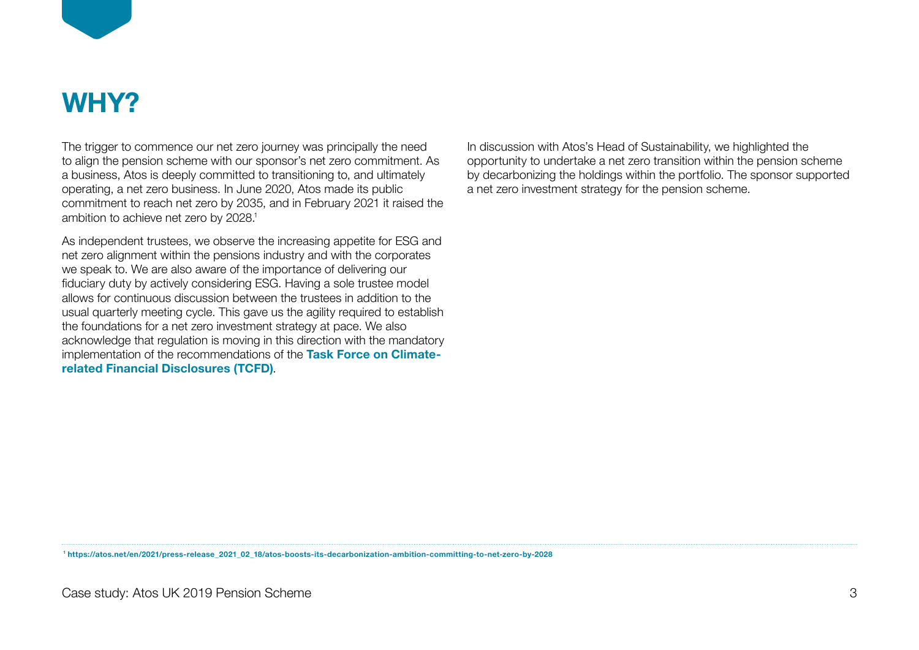# WHY?

The trigger to commence our net zero journey was principally the need to align the pension scheme with our sponsor's net zero commitment. As a business, Atos is deeply committed to transitioning to, and ultimately operating, a net zero business. In June 2020, Atos made its public commitment to reach net zero by 2035, and in February 2021 it raised the ambition to achieve net zero by 2028.[1]

As independent trustees, we observe the increasing appetite for ESG and net zero alignment within the pensions industry and with the corporates we speak to. We are also aware of the importance of delivering our fiduciary duty by actively considering ESG. Having a sole trustee model allows for continuous discussion between the trustees in addition to the usual quarterly meeting cycle. This gave us the agility required to establish the foundations for a net zero investment strategy at pace. We also acknowledge that regulation is moving in this direction with the mandatory implementation of the recommendations of the **Task Force on Climate-related Financial Disclosures (TCFD)**.

In discussion with Atos's Head of Sustainability, we highlighted the opportunity to undertake a net zero transition within the pension scheme by decarbonizing the holdings within the portfolio. The sponsor supported a net zero investment strategy for the pension scheme.

[1] **https://atos.net/en/2021/press-release_2021_02_18/atos-boosts-its-decarbonization-ambition-committing-to-net-zero-by-2028**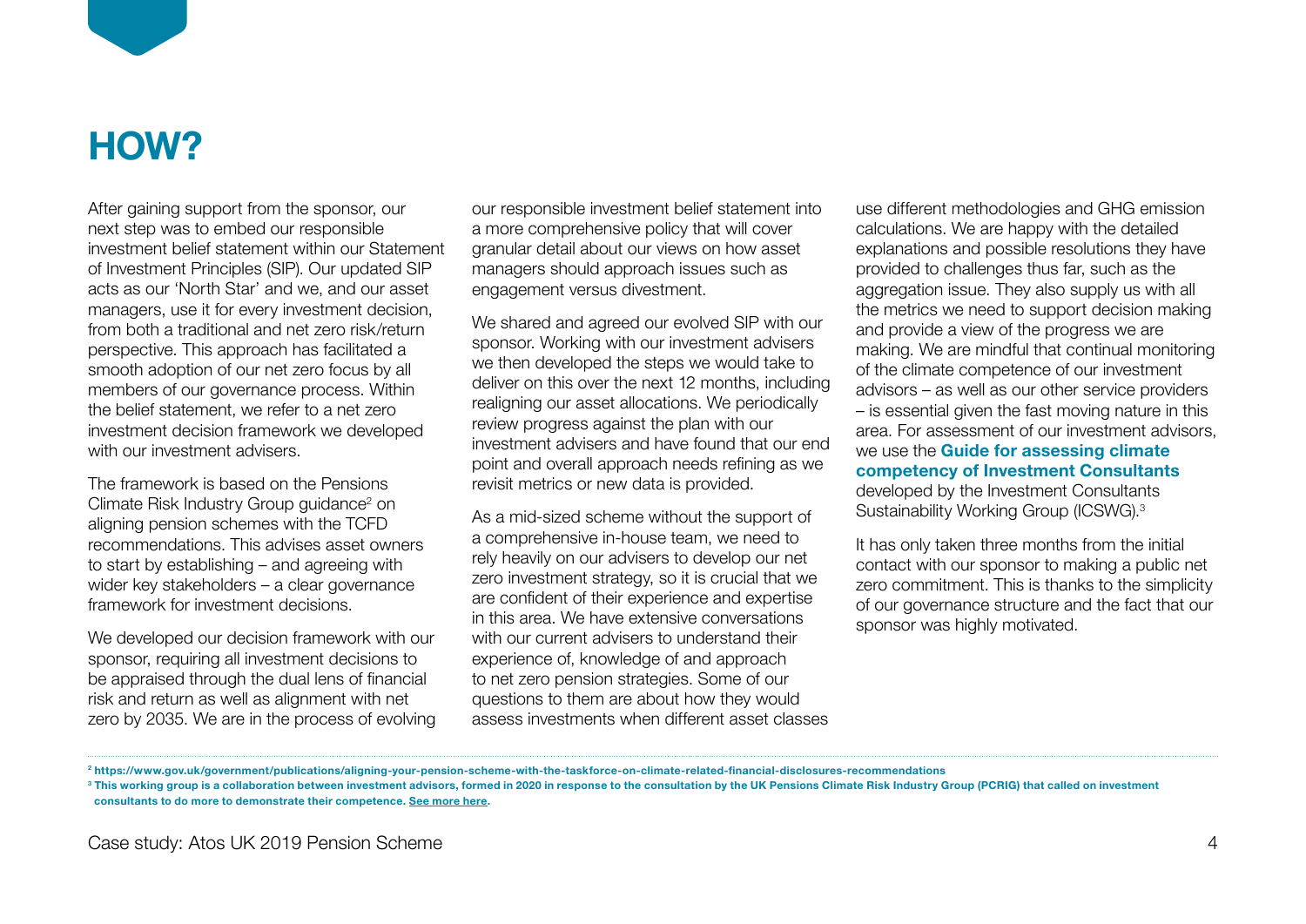# HOW?

After gaining support from the sponsor, our next step was to embed our responsible investment belief statement within our Statement of Investment Principles (SIP). Our updated SIP acts as our 'North Star' and we, and our asset managers, use it for every investment decision, from both a traditional and net zero risk/return perspective. This approach has facilitated a smooth adoption of our net zero focus by all members of our governance process. Within the belief statement, we refer to a net zero investment decision framework we developed with our investment advisers.

The framework is based on the Pensions Climate Risk Industry Group guidance[2] on aligning pension schemes with the TCFD recommendations. This advises asset owners to start by establishing – and agreeing with wider key stakeholders – a clear governance framework for investment decisions.

We developed our decision framework with our sponsor, requiring all investment decisions to be appraised through the dual lens of financial risk and return as well as alignment with net zero by 2035. We are in the process of evolving our responsible investment belief statement into a more comprehensive policy that will cover granular detail about our views on how asset managers should approach issues such as engagement versus divestment.

We shared and agreed our evolved SIP with our sponsor. Working with our investment advisers we then developed the steps we would take to deliver on this over the next 12 months, including realigning our asset allocations. We periodically review progress against the plan with our investment advisers and have found that our end point and overall approach needs refining as we revisit metrics or new data is provided.

As a mid-sized scheme without the support of a comprehensive in-house team, we need to rely heavily on our advisers to develop our net zero investment strategy, so it is crucial that we are confident of their experience and expertise in this area. We have extensive conversations with our current advisers to understand their experience of, knowledge of and approach to net zero pension strategies. Some of our questions to them are about how they would assess investments when different asset classes use different methodologies and GHG emission calculations. We are happy with the detailed explanations and possible resolutions they have provided to challenges thus far, such as the aggregation issue. They also supply us with all the metrics we need to support decision making and provide a view of the progress we are making. We are mindful that continual monitoring of the climate competence of our investment advisors – as well as our other service providers – is essential given the fast moving nature in this area. For assessment of our investment advisors, we use the **Guide for assessing climate competency of Investment Consultants** developed by the Investment Consultants Sustainability Working Group (ICSWG).[3]

It has only taken three months from the initial contact with our sponsor to making a public net zero commitment. This is thanks to the simplicity of our governance structure and the fact that our sponsor was highly motivated.

---

[2] https://www.gov.uk/government/publications/aligning-your-pension-scheme-with-the-taskforce-on-climate-related-financial-disclosures-recommendations

[3] This working group is a collaboration between investment advisors, formed in 2020 in response to the consultation by the UK Pensions Climate Risk Industry Group (PCRIG) that called on investment consultants to do more to demonstrate their competence. See more here.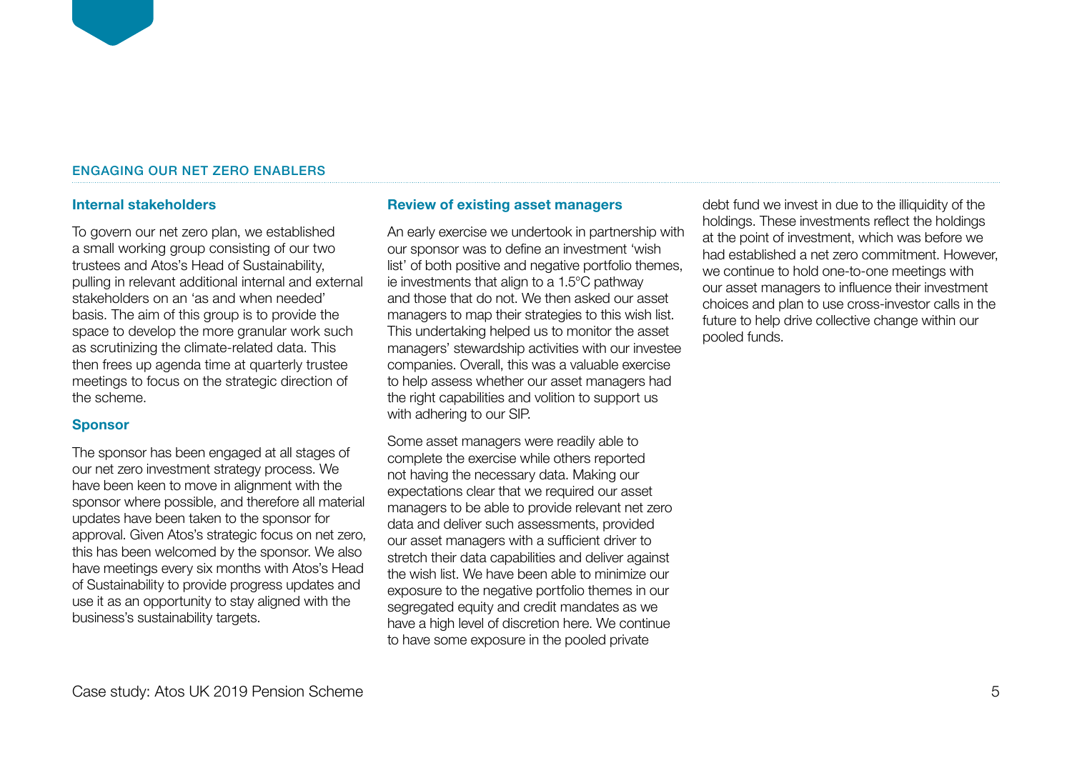## ENGAGING OUR NET ZERO ENABLERS

### Internal stakeholders

To govern our net zero plan, we established a small working group consisting of our two trustees and Atos's Head of Sustainability, pulling in relevant additional internal and external stakeholders on an 'as and when needed' basis. The aim of this group is to provide the space to develop the more granular work such as scrutinizing the climate-related data. This then frees up agenda time at quarterly trustee meetings to focus on the strategic direction of the scheme.

### Sponsor

The sponsor has been engaged at all stages of our net zero investment strategy process. We have been keen to move in alignment with the sponsor where possible, and therefore all material updates have been taken to the sponsor for approval. Given Atos's strategic focus on net zero, this has been welcomed by the sponsor. We also have meetings every six months with Atos's Head of Sustainability to provide progress updates and use it as an opportunity to stay aligned with the business's sustainability targets.

### Review of existing asset managers

An early exercise we undertook in partnership with our sponsor was to define an investment 'wish list' of both positive and negative portfolio themes, ie investments that align to a 1.5°C pathway and those that do not. We then asked our asset managers to map their strategies to this wish list. This undertaking helped us to monitor the asset managers' stewardship activities with our investee companies. Overall, this was a valuable exercise to help assess whether our asset managers had the right capabilities and volition to support us with adhering to our SIP.

Some asset managers were readily able to complete the exercise while others reported not having the necessary data. Making our expectations clear that we required our asset managers to be able to provide relevant net zero data and deliver such assessments, provided our asset managers with a sufficient driver to stretch their data capabilities and deliver against the wish list. We have been able to minimize our exposure to the negative portfolio themes in our segregated equity and credit mandates as we have a high level of discretion here. We continue to have some exposure in the pooled private debt fund we invest in due to the illiquidity of the holdings. These investments reflect the holdings at the point of investment, which was before we had established a net zero commitment. However, we continue to hold one-to-one meetings with our asset managers to influence their investment choices and plan to use cross-investor calls in the future to help drive collective change within our pooled funds.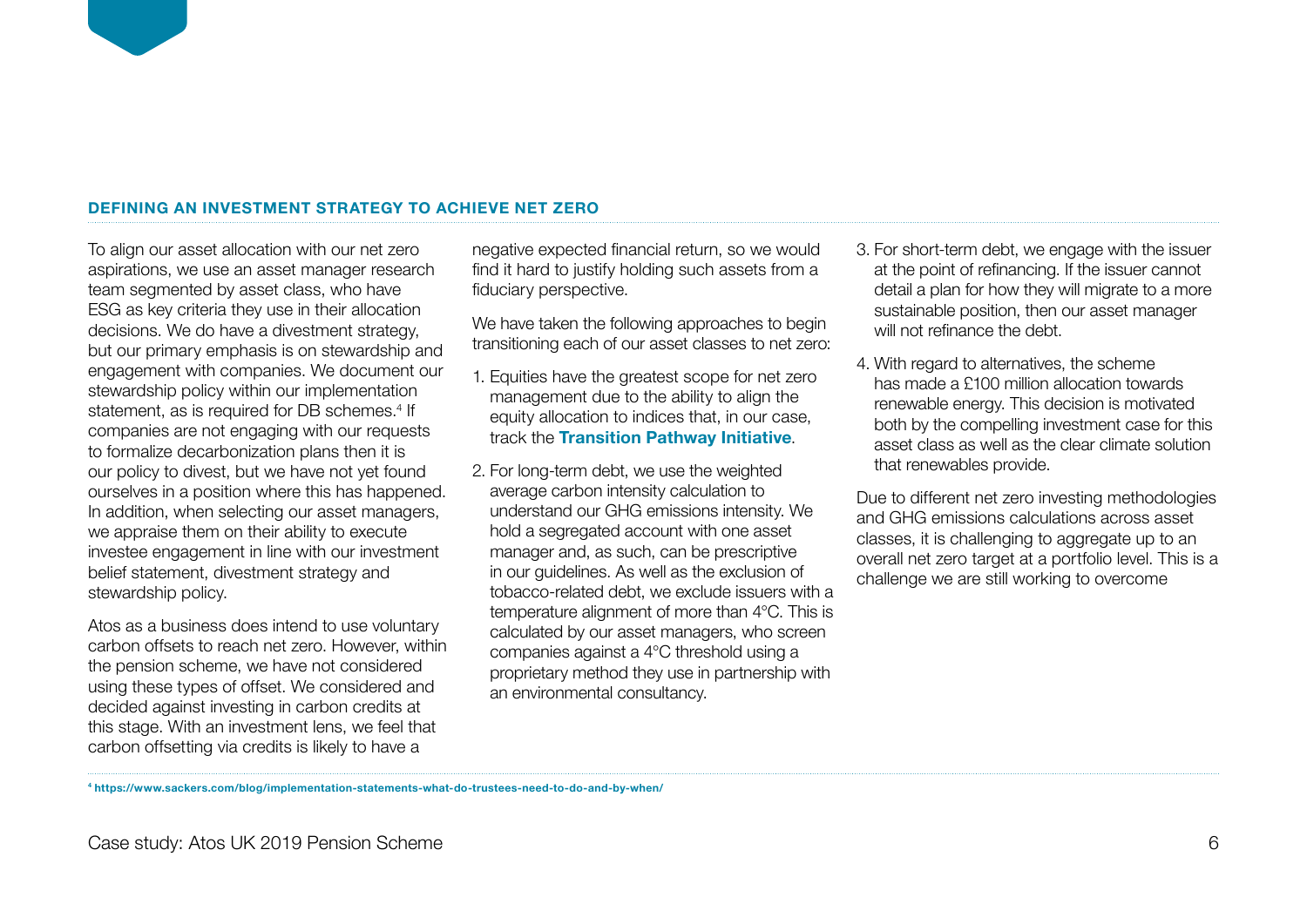## DEFINING AN INVESTMENT STRATEGY TO ACHIEVE NET ZERO

To align our asset allocation with our net zero aspirations, we use an asset manager research team segmented by asset class, who have ESG as key criteria they use in their allocation decisions. We do have a divestment strategy, but our primary emphasis is on stewardship and engagement with companies. We document our stewardship policy within our implementation statement, as is required for DB schemes.[4] If companies are not engaging with our requests to formalize decarbonization plans then it is our policy to divest, but we have not yet found ourselves in a position where this has happened. In addition, when selecting our asset managers, we appraise them on their ability to execute investee engagement in line with our investment belief statement, divestment strategy and stewardship policy.

Atos as a business does intend to use voluntary carbon offsets to reach net zero. However, within the pension scheme, we have not considered using these types of offset. We considered and decided against investing in carbon credits at this stage. With an investment lens, we feel that carbon offsetting via credits is likely to have a negative expected financial return, so we would find it hard to justify holding such assets from a fiduciary perspective.

We have taken the following approaches to begin transitioning each of our asset classes to net zero:

1. Equities have the greatest scope for net zero management due to the ability to align the equity allocation to indices that, in our case, track the **Transition Pathway Initiative**.
2. For long-term debt, we use the weighted average carbon intensity calculation to understand our GHG emissions intensity. We hold a segregated account with one asset manager and, as such, can be prescriptive in our guidelines. As well as the exclusion of tobacco-related debt, we exclude issuers with a temperature alignment of more than 4°C. This is calculated by our asset managers, who screen companies against a 4°C threshold using a proprietary method they use in partnership with an environmental consultancy.
3. For short-term debt, we engage with the issuer at the point of refinancing. If the issuer cannot detail a plan for how they will migrate to a more sustainable position, then our asset manager will not refinance the debt.
4. With regard to alternatives, the scheme has made a £100 million allocation towards renewable energy. This decision is motivated both by the compelling investment case for this asset class as well as the clear climate solution that renewables provide.

Due to different net zero investing methodologies and GHG emissions calculations across asset classes, it is challenging to aggregate up to an overall net zero target at a portfolio level. This is a challenge we are still working to overcome

[4] https://www.sackers.com/blog/implementation-statements-what-do-trustees-need-to-do-and-by-when/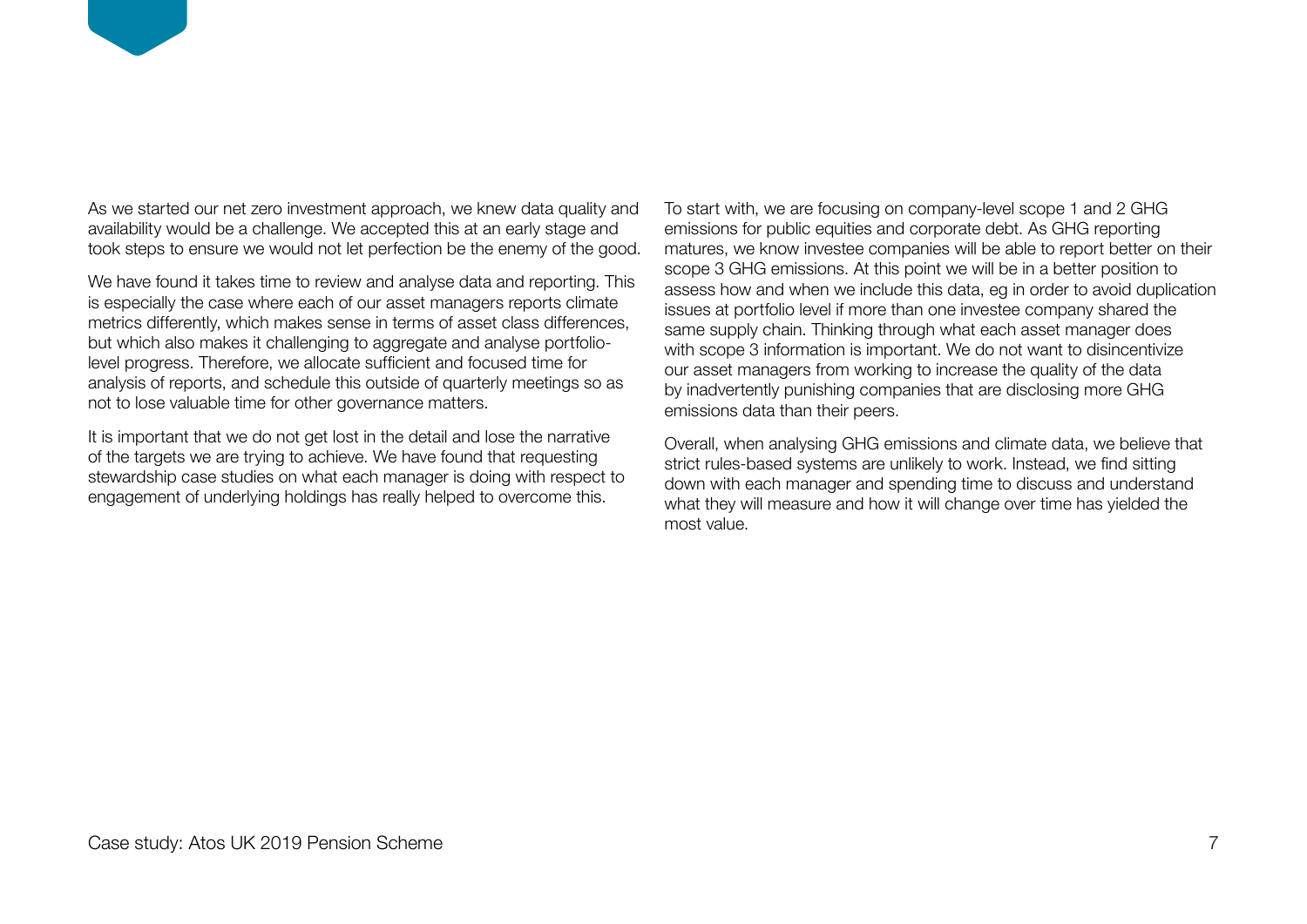As we started our net zero investment approach, we knew data quality and availability would be a challenge. We accepted this at an early stage and took steps to ensure we would not let perfection be the enemy of the good.

We have found it takes time to review and analyse data and reporting. This is especially the case where each of our asset managers reports climate metrics differently, which makes sense in terms of asset class differences, but which also makes it challenging to aggregate and analyse portfolio-level progress. Therefore, we allocate sufficient and focused time for analysis of reports, and schedule this outside of quarterly meetings so as not to lose valuable time for other governance matters.

It is important that we do not get lost in the detail and lose the narrative of the targets we are trying to achieve. We have found that requesting stewardship case studies on what each manager is doing with respect to engagement of underlying holdings has really helped to overcome this.

To start with, we are focusing on company-level scope 1 and 2 GHG emissions for public equities and corporate debt. As GHG reporting matures, we know investee companies will be able to report better on their scope 3 GHG emissions. At this point we will be in a better position to assess how and when we include this data, eg in order to avoid duplication issues at portfolio level if more than one investee company shared the same supply chain. Thinking through what each asset manager does with scope 3 information is important. We do not want to disincentivize our asset managers from working to increase the quality of the data by inadvertently punishing companies that are disclosing more GHG emissions data than their peers.

Overall, when analysing GHG emissions and climate data, we believe that strict rules-based systems are unlikely to work. Instead, we find sitting down with each manager and spending time to discuss and understand what they will measure and how it will change over time has yielded the most value.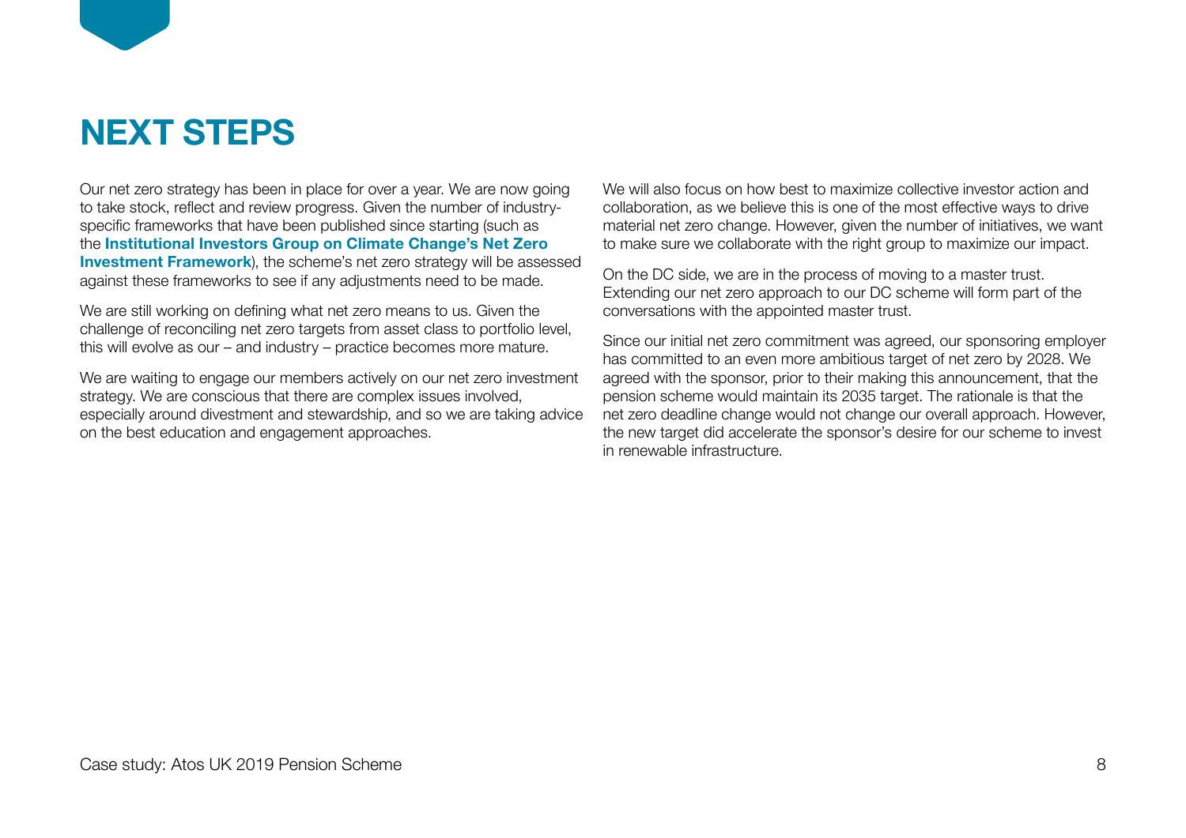# NEXT STEPS

Our net zero strategy has been in place for over a year. We are now going to take stock, reflect and review progress. Given the number of industry-specific frameworks that have been published since starting (such as the **Institutional Investors Group on Climate Change's Net Zero Investment Framework**), the scheme's net zero strategy will be assessed against these frameworks to see if any adjustments need to be made.

We are still working on defining what net zero means to us. Given the challenge of reconciling net zero targets from asset class to portfolio level, this will evolve as our – and industry – practice becomes more mature.

We are waiting to engage our members actively on our net zero investment strategy. We are conscious that there are complex issues involved, especially around divestment and stewardship, and so we are taking advice on the best education and engagement approaches.

We will also focus on how best to maximize collective investor action and collaboration, as we believe this is one of the most effective ways to drive material net zero change. However, given the number of initiatives, we want to make sure we collaborate with the right group to maximize our impact.

On the DC side, we are in the process of moving to a master trust. Extending our net zero approach to our DC scheme will form part of the conversations with the appointed master trust.

Since our initial net zero commitment was agreed, our sponsoring employer has committed to an even more ambitious target of net zero by 2028. We agreed with the sponsor, prior to their making this announcement, that the pension scheme would maintain its 2035 target. The rationale is that the net zero deadline change would not change our overall approach. However, the new target did accelerate the sponsor's desire for our scheme to invest in renewable infrastructure.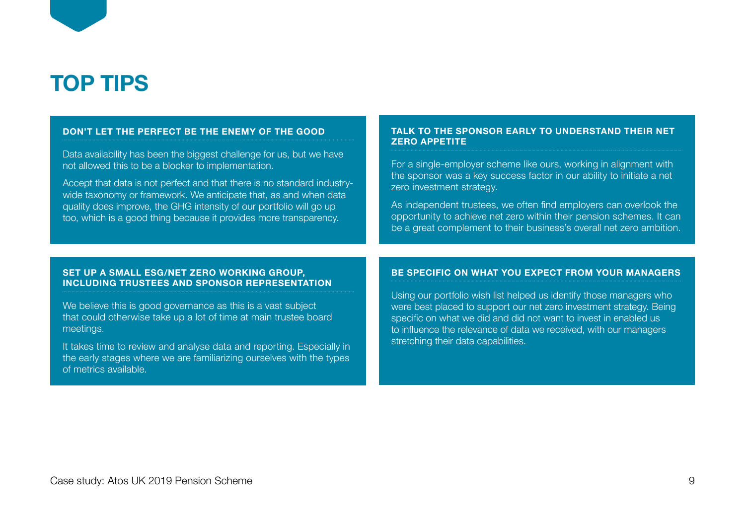# TOP TIPS

### DON'T LET THE PERFECT BE THE ENEMY OF THE GOOD

Data availability has been the biggest challenge for us, but we have not allowed this to be a blocker to implementation.

Accept that data is not perfect and that there is no standard industry-wide taxonomy or framework. We anticipate that, as and when data quality does improve, the GHG intensity of our portfolio will go up too, which is a good thing because it provides more transparency.

### TALK TO THE SPONSOR EARLY TO UNDERSTAND THEIR NET ZERO APPETITE

For a single-employer scheme like ours, working in alignment with the sponsor was a key success factor in our ability to initiate a net zero investment strategy.

As independent trustees, we often find employers can overlook the opportunity to achieve net zero within their pension schemes. It can be a great complement to their business's overall net zero ambition.

### SET UP A SMALL ESG/NET ZERO WORKING GROUP, INCLUDING TRUSTEES AND SPONSOR REPRESENTATION

We believe this is good governance as this is a vast subject that could otherwise take up a lot of time at main trustee board meetings.

It takes time to review and analyse data and reporting. Especially in the early stages where we are familiarizing ourselves with the types of metrics available.

### BE SPECIFIC ON WHAT YOU EXPECT FROM YOUR MANAGERS

Using our portfolio wish list helped us identify those managers who were best placed to support our net zero investment strategy. Being specific on what we did and did not want to invest in enabled us to influence the relevance of data we received, with our managers stretching their data capabilities.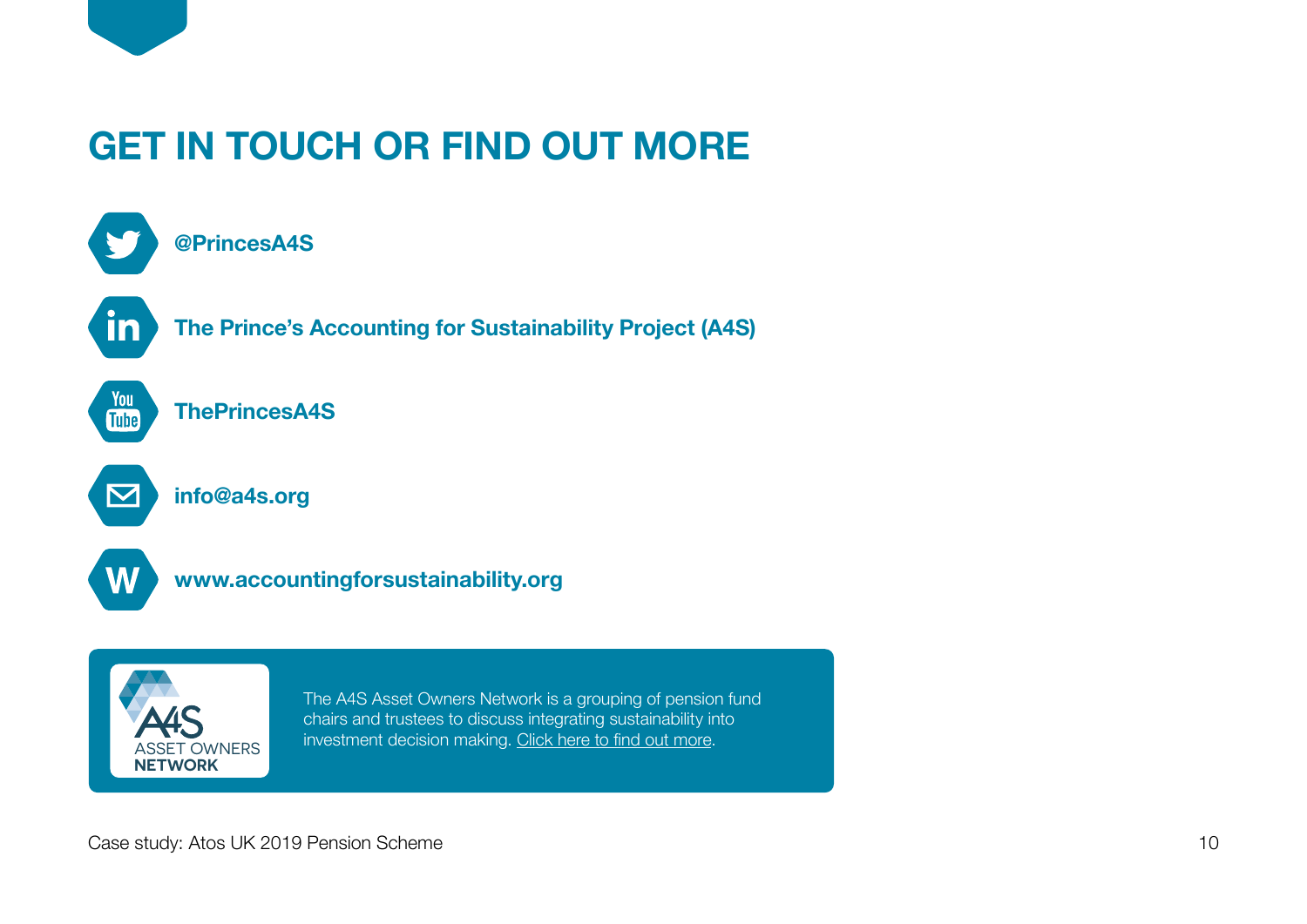# GET IN TOUCH OR FIND OUT MORE

**@PrincesA4S**

**The Prince's Accounting for Sustainability Project (A4S)**

**ThePrincesA4S**

**info@a4s.org**

**www.accountingforsustainability.org**

A4S ASSET OWNERS NETWORK

The A4S Asset Owners Network is a grouping of pension fund chairs and trustees to discuss integrating sustainability into investment decision making. Click here to find out more.